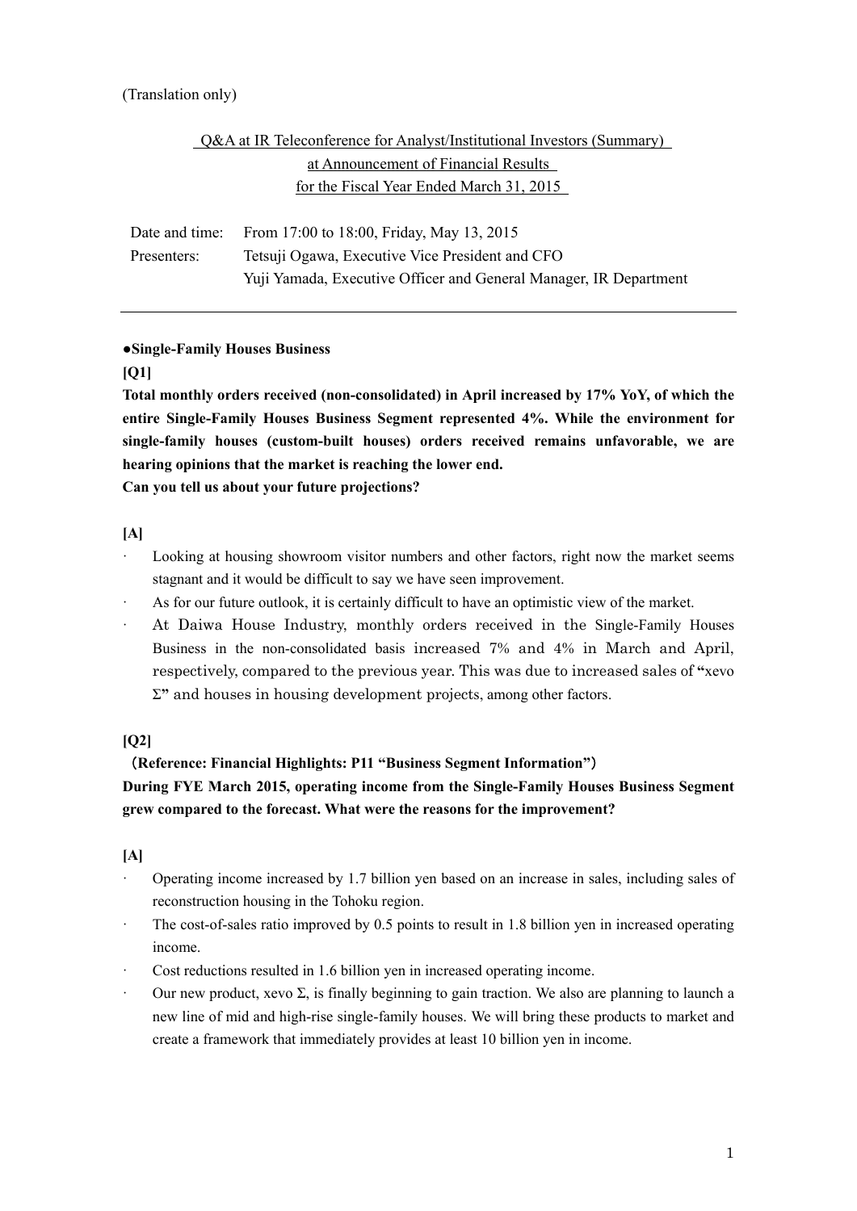(Translation only)

Q&A at IR Teleconference for Analyst/Institutional Investors (Summary)
at Announcement of Financial Results
for the Fiscal Year Ended March 31, 2015

| | |
|---|---|
| Date and time: | From 17:00 to 18:00, Friday, May 13, 2015 |
| Presenters: | Tetsuji Ogawa, Executive Vice President and CFO |
| | Yuji Yamada, Executive Officer and General Manager, IR Department |

---

**●Single-Family Houses Business**

**[Q1]**

**Total monthly orders received (non-consolidated) in April increased by 17% YoY, of which the entire Single-Family Houses Business Segment represented 4%. While the environment for single-family houses (custom-built houses) orders received remains unfavorable, we are hearing opinions that the market is reaching the lower end.**

**Can you tell us about your future projections?**

**[A]**

- Looking at housing showroom visitor numbers and other factors, right now the market seems stagnant and it would be difficult to say we have seen improvement.
- As for our future outlook, it is certainly difficult to have an optimistic view of the market.
- At Daiwa House Industry, monthly orders received in the Single-Family Houses Business in the non-consolidated basis increased 7% and 4% in March and April, respectively, compared to the previous year. This was due to increased sales of "xevo Σ" and houses in housing development projects, among other factors.

**[Q2]**

**(Reference: Financial Highlights: P11 "Business Segment Information")**

**During FYE March 2015, operating income from the Single-Family Houses Business Segment grew compared to the forecast. What were the reasons for the improvement?**

**[A]**

- Operating income increased by 1.7 billion yen based on an increase in sales, including sales of reconstruction housing in the Tohoku region.
- The cost-of-sales ratio improved by 0.5 points to result in 1.8 billion yen in increased operating income.
- Cost reductions resulted in 1.6 billion yen in increased operating income.
- Our new product, xevo Σ, is finally beginning to gain traction. We also are planning to launch a new line of mid and high-rise single-family houses. We will bring these products to market and create a framework that immediately provides at least 10 billion yen in income.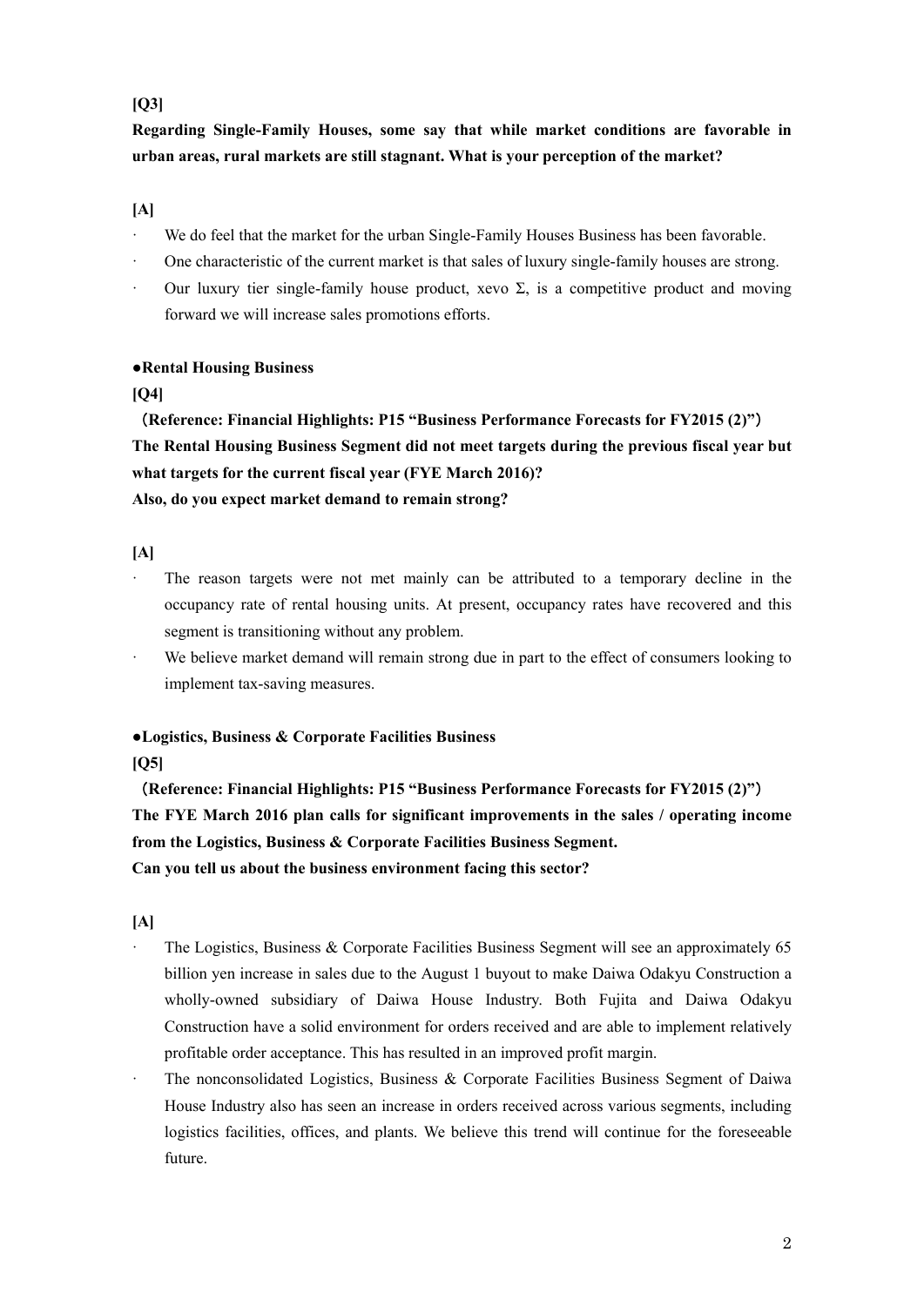**[Q3]**

**Regarding Single-Family Houses, some say that while market conditions are favorable in urban areas, rural markets are still stagnant. What is your perception of the market?**

**[A]**

- We do feel that the market for the urban Single-Family Houses Business has been favorable.
- One characteristic of the current market is that sales of luxury single-family houses are strong.
- Our luxury tier single-family house product, xevo Σ, is a competitive product and moving forward we will increase sales promotions efforts.

**●Rental Housing Business**

**[Q4]**

**（Reference: Financial Highlights: P15 "Business Performance Forecasts for FY2015 (2)"）**
**The Rental Housing Business Segment did not meet targets during the previous fiscal year but what targets for the current fiscal year (FYE March 2016)?**
**Also, do you expect market demand to remain strong?**

**[A]**

- The reason targets were not met mainly can be attributed to a temporary decline in the occupancy rate of rental housing units. At present, occupancy rates have recovered and this segment is transitioning without any problem.
- We believe market demand will remain strong due in part to the effect of consumers looking to implement tax-saving measures.

**●Logistics, Business & Corporate Facilities Business**

**[Q5]**

**（Reference: Financial Highlights: P15 "Business Performance Forecasts for FY2015 (2)"）**
**The FYE March 2016 plan calls for significant improvements in the sales / operating income from the Logistics, Business & Corporate Facilities Business Segment.**
**Can you tell us about the business environment facing this sector?**

**[A]**

- The Logistics, Business & Corporate Facilities Business Segment will see an approximately 65 billion yen increase in sales due to the August 1 buyout to make Daiwa Odakyu Construction a wholly-owned subsidiary of Daiwa House Industry. Both Fujita and Daiwa Odakyu Construction have a solid environment for orders received and are able to implement relatively profitable order acceptance. This has resulted in an improved profit margin.
- The nonconsolidated Logistics, Business & Corporate Facilities Business Segment of Daiwa House Industry also has seen an increase in orders received across various segments, including logistics facilities, offices, and plants. We believe this trend will continue for the foreseeable future.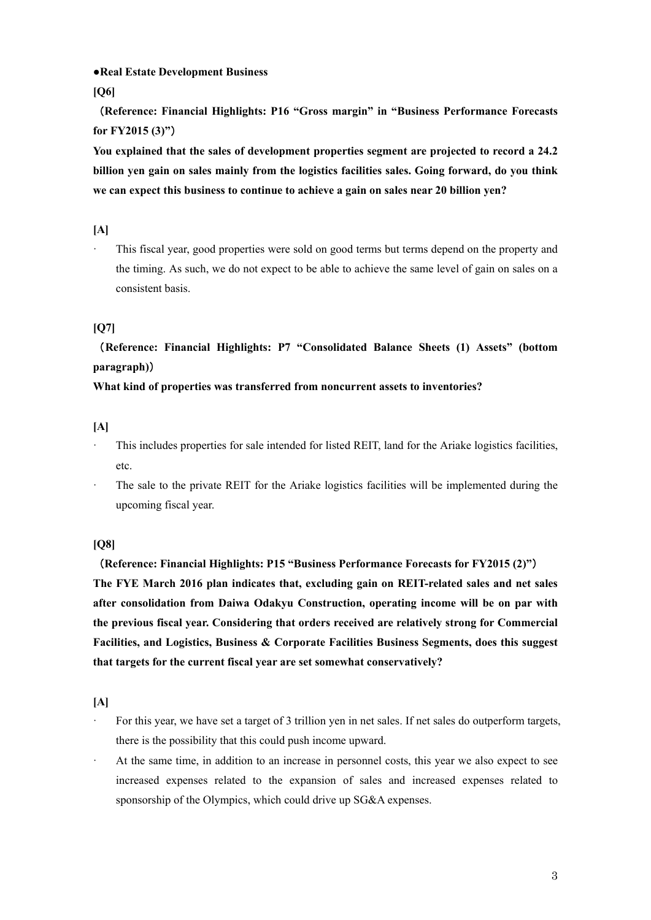**●Real Estate Development Business**

**[Q6]**

**（Reference: Financial Highlights: P16 "Gross margin" in "Business Performance Forecasts for FY2015 (3)"）**

**You explained that the sales of development properties segment are projected to record a 24.2 billion yen gain on sales mainly from the logistics facilities sales. Going forward, do you think we can expect this business to continue to achieve a gain on sales near 20 billion yen?**

**[A]**

- This fiscal year, good properties were sold on good terms but terms depend on the property and the timing. As such, we do not expect to be able to achieve the same level of gain on sales on a consistent basis.

**[Q7]**

**（Reference: Financial Highlights: P7 "Consolidated Balance Sheets (1) Assets" (bottom paragraph)）**

**What kind of properties was transferred from noncurrent assets to inventories?**

**[A]**

- This includes properties for sale intended for listed REIT, land for the Ariake logistics facilities, etc.
- The sale to the private REIT for the Ariake logistics facilities will be implemented during the upcoming fiscal year.

**[Q8]**

**（Reference: Financial Highlights: P15 "Business Performance Forecasts for FY2015 (2)"）**

**The FYE March 2016 plan indicates that, excluding gain on REIT-related sales and net sales after consolidation from Daiwa Odakyu Construction, operating income will be on par with the previous fiscal year. Considering that orders received are relatively strong for Commercial Facilities, and Logistics, Business & Corporate Facilities Business Segments, does this suggest that targets for the current fiscal year are set somewhat conservatively?**

**[A]**

- For this year, we have set a target of 3 trillion yen in net sales. If net sales do outperform targets, there is the possibility that this could push income upward.
- At the same time, in addition to an increase in personnel costs, this year we also expect to see increased expenses related to the expansion of sales and increased expenses related to sponsorship of the Olympics, which could drive up SG&A expenses.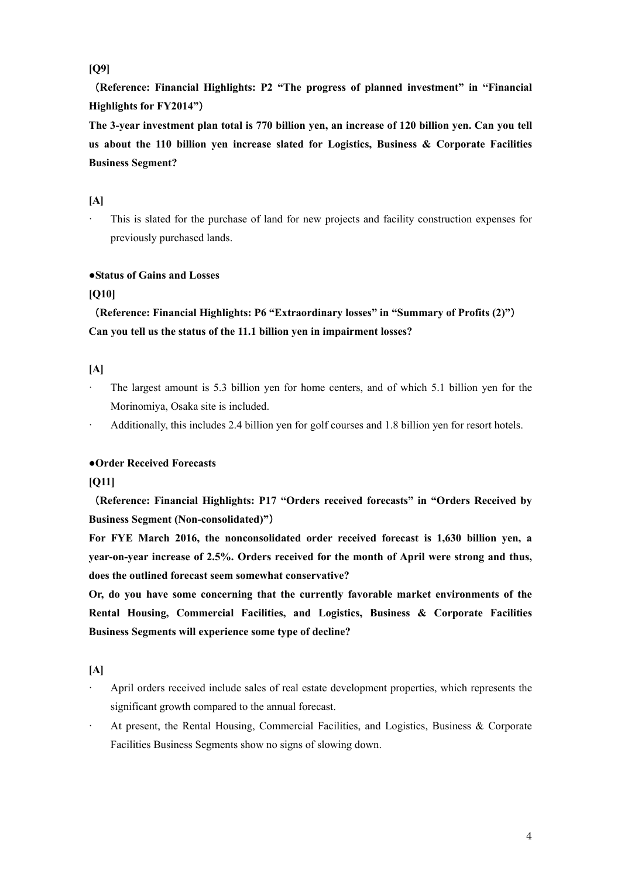**[Q9]**

**（Reference: Financial Highlights: P2 "The progress of planned investment" in "Financial Highlights for FY2014"）**

**The 3-year investment plan total is 770 billion yen, an increase of 120 billion yen. Can you tell us about the 110 billion yen increase slated for Logistics, Business & Corporate Facilities Business Segment?**

**[A]**

- This is slated for the purchase of land for new projects and facility construction expenses for previously purchased lands.

**●Status of Gains and Losses**

**[Q10]**

**（Reference: Financial Highlights: P6 "Extraordinary losses" in "Summary of Profits (2)"）**

**Can you tell us the status of the 11.1 billion yen in impairment losses?**

**[A]**

- The largest amount is 5.3 billion yen for home centers, and of which 5.1 billion yen for the Morinomiya, Osaka site is included.
- Additionally, this includes 2.4 billion yen for golf courses and 1.8 billion yen for resort hotels.

**●Order Received Forecasts**

**[Q11]**

**（Reference: Financial Highlights: P17 "Orders received forecasts" in "Orders Received by Business Segment (Non-consolidated)"）**

**For FYE March 2016, the nonconsolidated order received forecast is 1,630 billion yen, a year-on-year increase of 2.5%. Orders received for the month of April were strong and thus, does the outlined forecast seem somewhat conservative?**

**Or, do you have some concerning that the currently favorable market environments of the Rental Housing, Commercial Facilities, and Logistics, Business & Corporate Facilities Business Segments will experience some type of decline?**

**[A]**

- April orders received include sales of real estate development properties, which represents the significant growth compared to the annual forecast.
- At present, the Rental Housing, Commercial Facilities, and Logistics, Business & Corporate Facilities Business Segments show no signs of slowing down.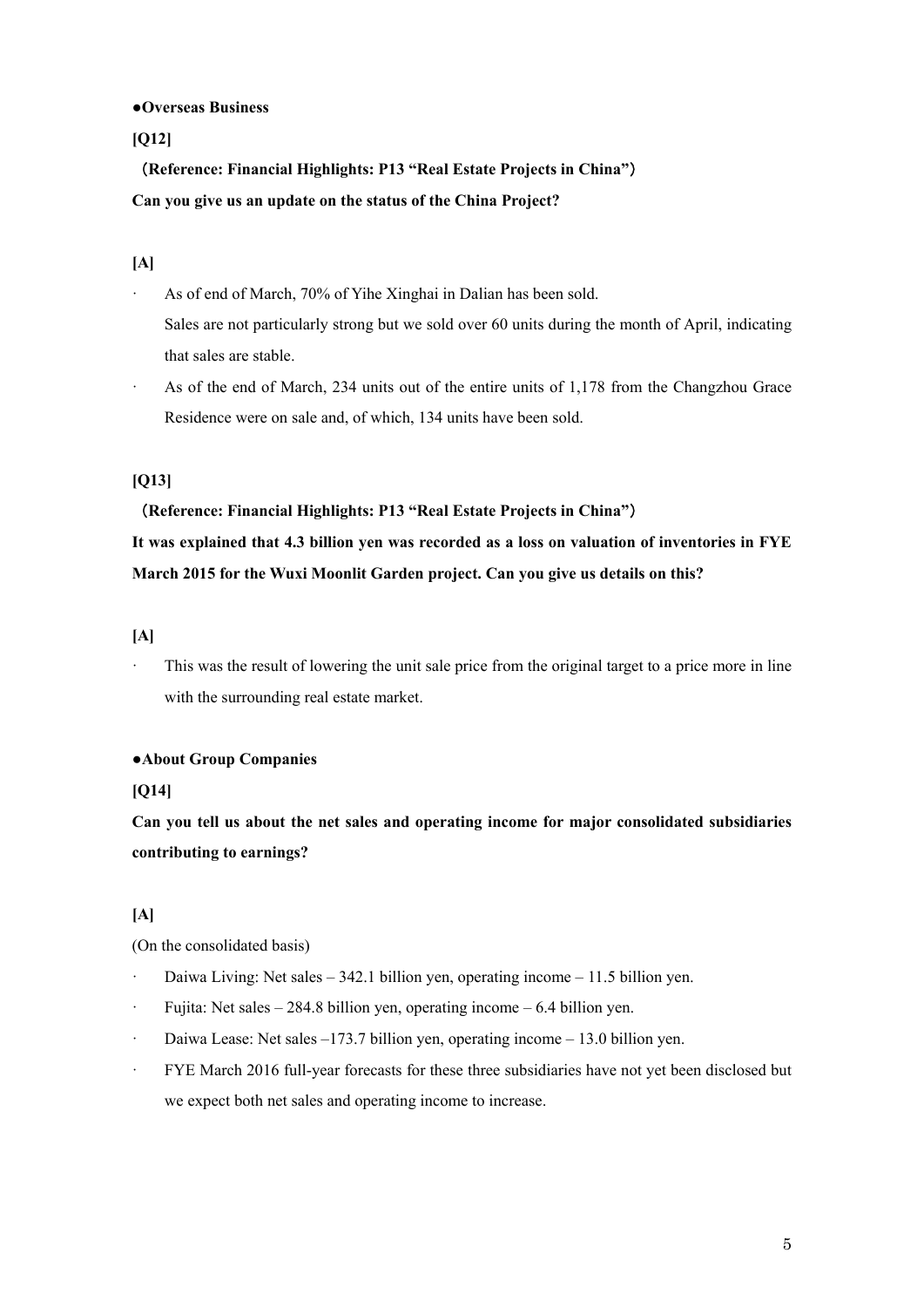**●Overseas Business**

**[Q12]**

**（Reference: Financial Highlights: P13 "Real Estate Projects in China"）**

**Can you give us an update on the status of the China Project?**

**[A]**

- As of end of March, 70% of Yihe Xinghai in Dalian has been sold.
  Sales are not particularly strong but we sold over 60 units during the month of April, indicating that sales are stable.
- As of the end of March, 234 units out of the entire units of 1,178 from the Changzhou Grace Residence were on sale and, of which, 134 units have been sold.

**[Q13]**

**（Reference: Financial Highlights: P13 "Real Estate Projects in China"）**

**It was explained that 4.3 billion yen was recorded as a loss on valuation of inventories in FYE March 2015 for the Wuxi Moonlit Garden project. Can you give us details on this?**

**[A]**

- This was the result of lowering the unit sale price from the original target to a price more in line with the surrounding real estate market.

**●About Group Companies**

**[Q14]**

**Can you tell us about the net sales and operating income for major consolidated subsidiaries contributing to earnings?**

**[A]**

(On the consolidated basis)

- Daiwa Living: Net sales – 342.1 billion yen, operating income – 11.5 billion yen.
- Fujita: Net sales – 284.8 billion yen, operating income – 6.4 billion yen.
- Daiwa Lease: Net sales –173.7 billion yen, operating income – 13.0 billion yen.
- FYE March 2016 full-year forecasts for these three subsidiaries have not yet been disclosed but we expect both net sales and operating income to increase.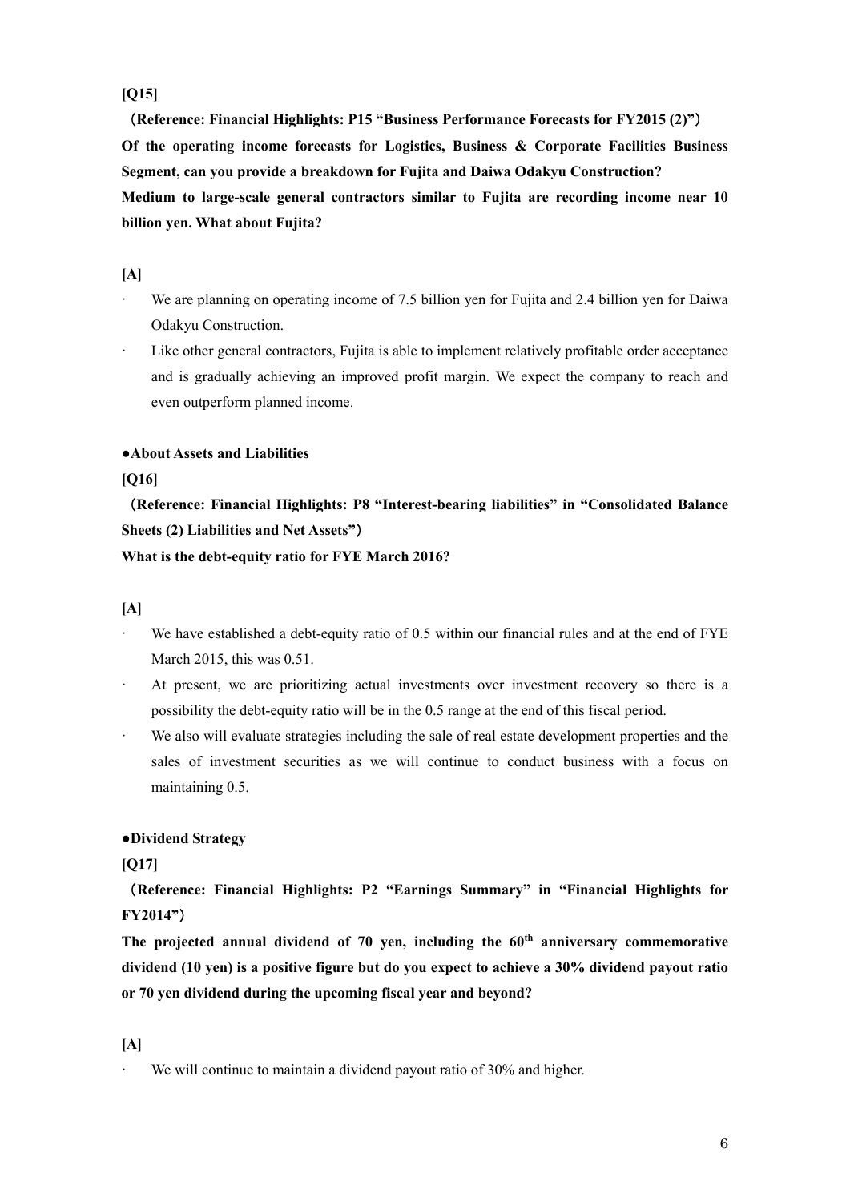**[Q15]**

**(Reference: Financial Highlights: P15 "Business Performance Forecasts for FY2015 (2)")**

**Of the operating income forecasts for Logistics, Business & Corporate Facilities Business Segment, can you provide a breakdown for Fujita and Daiwa Odakyu Construction?**

**Medium to large-scale general contractors similar to Fujita are recording income near 10 billion yen. What about Fujita?**

**[A]**

- We are planning on operating income of 7.5 billion yen for Fujita and 2.4 billion yen for Daiwa Odakyu Construction.
- Like other general contractors, Fujita is able to implement relatively profitable order acceptance and is gradually achieving an improved profit margin. We expect the company to reach and even outperform planned income.

**●About Assets and Liabilities**

**[Q16]**

**(Reference: Financial Highlights: P8 "Interest-bearing liabilities" in "Consolidated Balance Sheets (2) Liabilities and Net Assets")**

**What is the debt-equity ratio for FYE March 2016?**

**[A]**

- We have established a debt-equity ratio of 0.5 within our financial rules and at the end of FYE March 2015, this was 0.51.
- At present, we are prioritizing actual investments over investment recovery so there is a possibility the debt-equity ratio will be in the 0.5 range at the end of this fiscal period.
- We also will evaluate strategies including the sale of real estate development properties and the sales of investment securities as we will continue to conduct business with a focus on maintaining 0.5.

**●Dividend Strategy**

**[Q17]**

**(Reference: Financial Highlights: P2 "Earnings Summary" in "Financial Highlights for FY2014")**

**The projected annual dividend of 70 yen, including the 60th anniversary commemorative dividend (10 yen) is a positive figure but do you expect to achieve a 30% dividend payout ratio or 70 yen dividend during the upcoming fiscal year and beyond?**

**[A]**

- We will continue to maintain a dividend payout ratio of 30% and higher.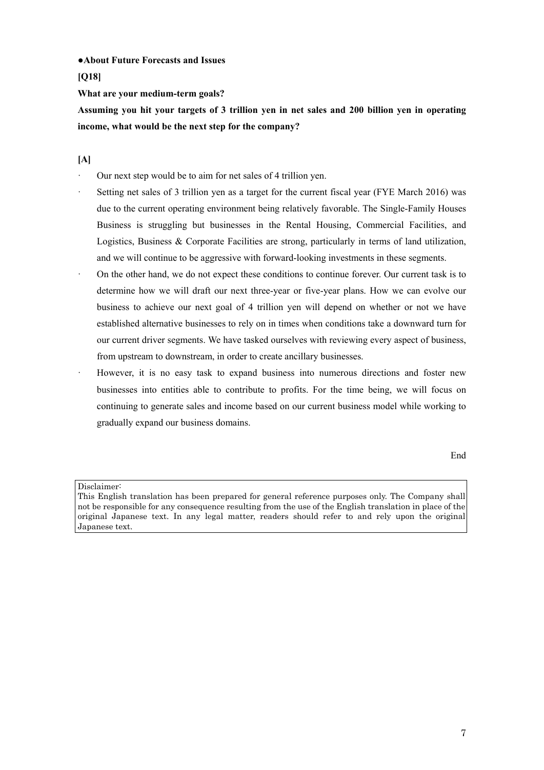**●About Future Forecasts and Issues**

**[Q18]**

**What are your medium-term goals?**

**Assuming you hit your targets of 3 trillion yen in net sales and 200 billion yen in operating income, what would be the next step for the company?**

**[A]**

- Our next step would be to aim for net sales of 4 trillion yen.
- Setting net sales of 3 trillion yen as a target for the current fiscal year (FYE March 2016) was due to the current operating environment being relatively favorable. The Single-Family Houses Business is struggling but businesses in the Rental Housing, Commercial Facilities, and Logistics, Business & Corporate Facilities are strong, particularly in terms of land utilization, and we will continue to be aggressive with forward-looking investments in these segments.
- On the other hand, we do not expect these conditions to continue forever. Our current task is to determine how we will draft our next three-year or five-year plans. How we can evolve our business to achieve our next goal of 4 trillion yen will depend on whether or not we have established alternative businesses to rely on in times when conditions take a downward turn for our current driver segments. We have tasked ourselves with reviewing every aspect of business, from upstream to downstream, in order to create ancillary businesses.
- However, it is no easy task to expand business into numerous directions and foster new businesses into entities able to contribute to profits. For the time being, we will focus on continuing to generate sales and income based on our current business model while working to gradually expand our business domains.

End

Disclaimer:
This English translation has been prepared for general reference purposes only. The Company shall not be responsible for any consequence resulting from the use of the English translation in place of the original Japanese text. In any legal matter, readers should refer to and rely upon the original Japanese text.